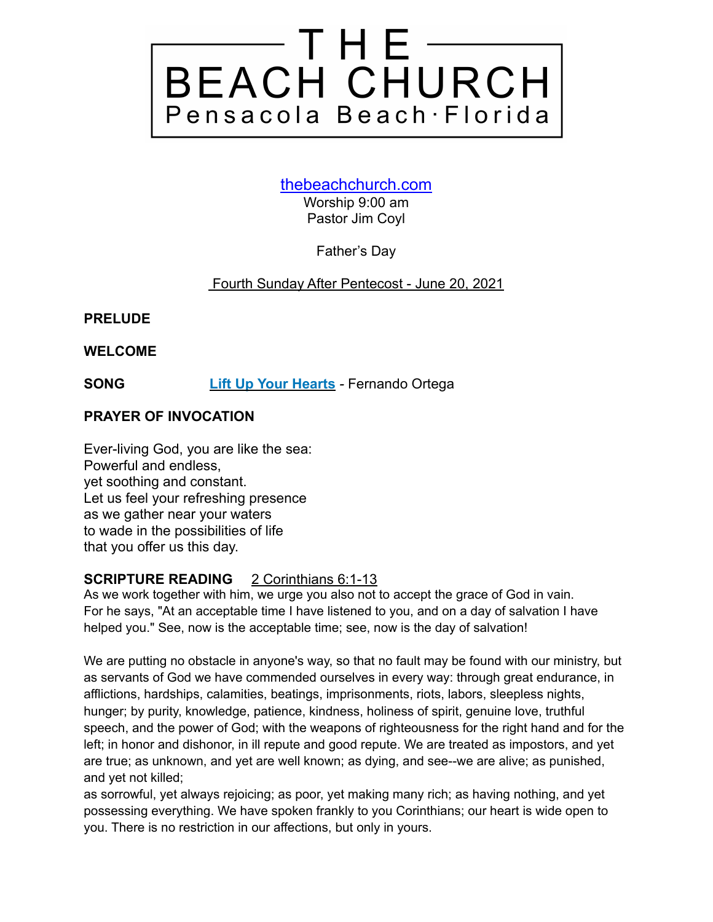# THE BEACH CHURCH

Pensacola Beach · Florida

[thebeachchurch.com](http://thebeachchurch.com)
Worship 9:00 am
Pastor Jim Coyl

Father's Day

Fourth Sunday After Pentecost - June 20, 2021

**PRELUDE**

**WELCOME**

**SONG** **[Lift Up Your Hearts](#)** - Fernando Ortega

**PRAYER OF INVOCATION**

Ever-living God, you are like the sea:
Powerful and endless,
yet soothing and constant.
Let us feel your refreshing presence
as we gather near your waters
to wade in the possibilities of life
that you offer us this day.

**SCRIPTURE READING** 2 Corinthians 6:1-13

As we work together with him, we urge you also not to accept the grace of God in vain. For he says, "At an acceptable time I have listened to you, and on a day of salvation I have helped you." See, now is the acceptable time; see, now is the day of salvation!

We are putting no obstacle in anyone's way, so that no fault may be found with our ministry, but as servants of God we have commended ourselves in every way: through great endurance, in afflictions, hardships, calamities, beatings, imprisonments, riots, labors, sleepless nights, hunger; by purity, knowledge, patience, kindness, holiness of spirit, genuine love, truthful speech, and the power of God; with the weapons of righteousness for the right hand and for the left; in honor and dishonor, in ill repute and good repute. We are treated as impostors, and yet are true; as unknown, and yet are well known; as dying, and see--we are alive; as punished, and yet not killed;
as sorrowful, yet always rejoicing; as poor, yet making many rich; as having nothing, and yet possessing everything. We have spoken frankly to you Corinthians; our heart is wide open to you. There is no restriction in our affections, but only in yours.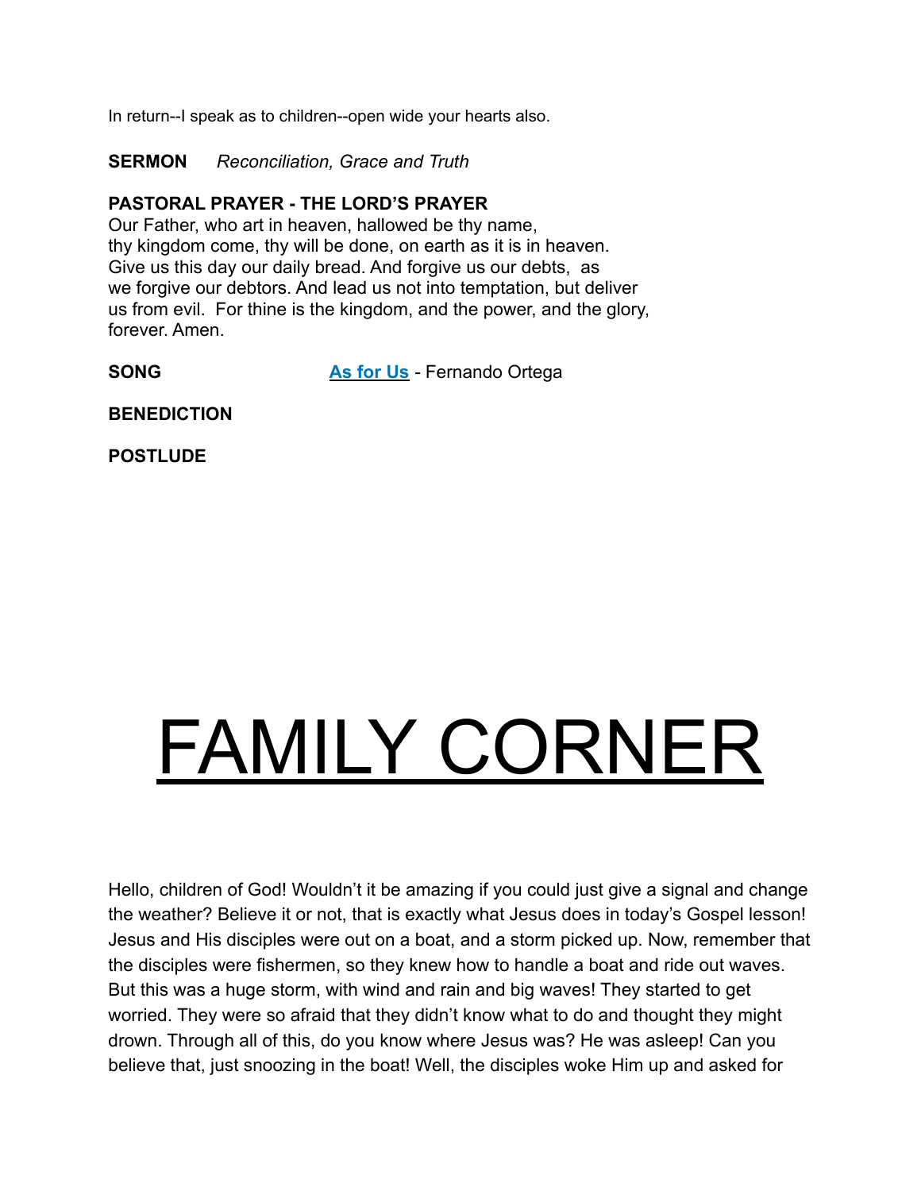In return--I speak as to children--open wide your hearts also.

**SERMON** *Reconciliation, Grace and Truth*

**PASTORAL PRAYER - THE LORD'S PRAYER**
Our Father, who art in heaven, hallowed be thy name,
thy kingdom come, thy will be done, on earth as it is in heaven.
Give us this day our daily bread. And forgive us our debts, as
we forgive our debtors. And lead us not into temptation, but deliver
us from evil. For thine is the kingdom, and the power, and the glory,
forever. Amen.

**SONG** **As for Us** - Fernando Ortega

**BENEDICTION**

**POSTLUDE**

# FAMILY CORNER

Hello, children of God! Wouldn't it be amazing if you could just give a signal and change the weather? Believe it or not, that is exactly what Jesus does in today's Gospel lesson! Jesus and His disciples were out on a boat, and a storm picked up. Now, remember that the disciples were fishermen, so they knew how to handle a boat and ride out waves. But this was a huge storm, with wind and rain and big waves! They started to get worried. They were so afraid that they didn't know what to do and thought they might drown. Through all of this, do you know where Jesus was? He was asleep! Can you believe that, just snoozing in the boat! Well, the disciples woke Him up and asked for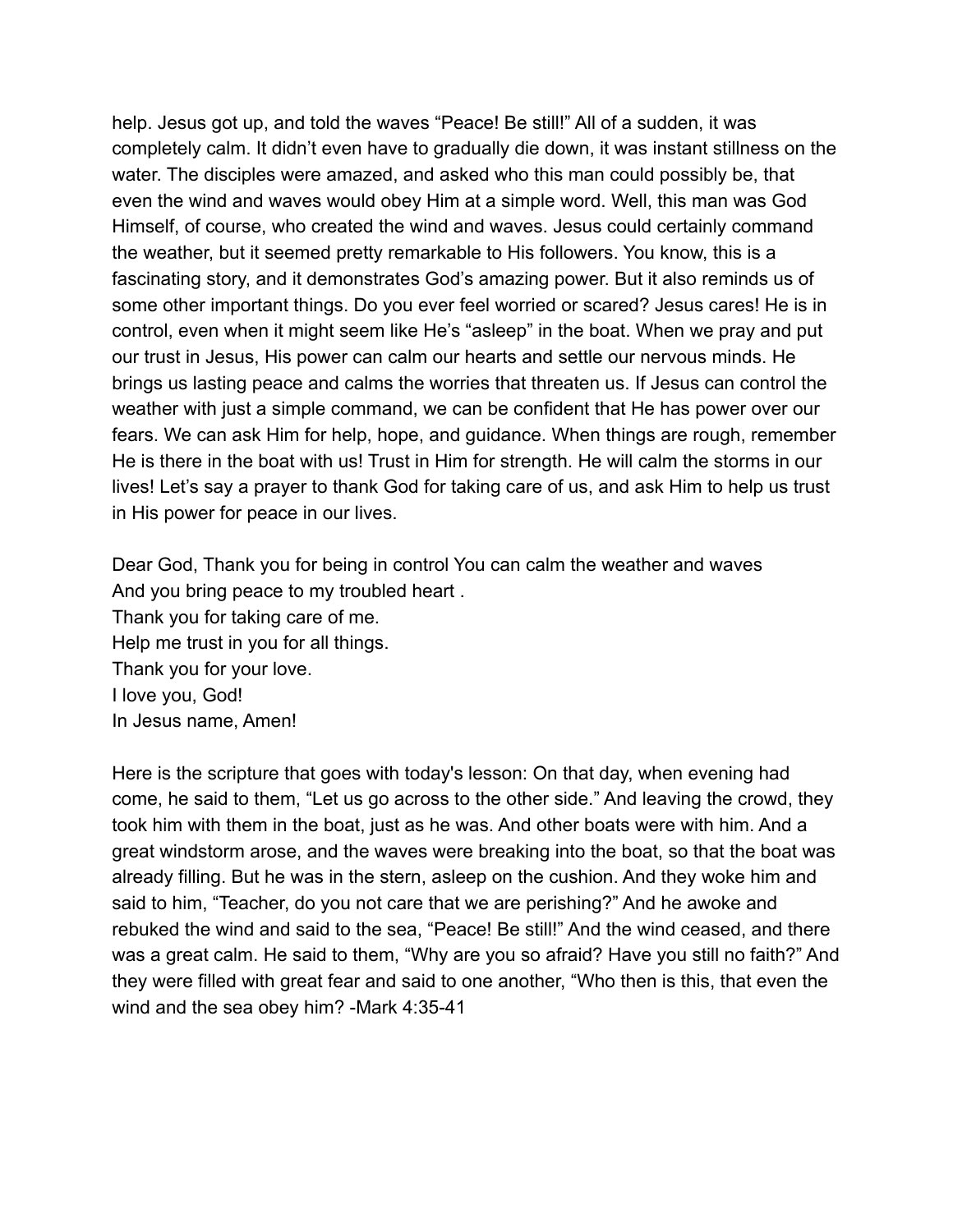help. Jesus got up, and told the waves "Peace! Be still!" All of a sudden, it was completely calm. It didn't even have to gradually die down, it was instant stillness on the water. The disciples were amazed, and asked who this man could possibly be, that even the wind and waves would obey Him at a simple word. Well, this man was God Himself, of course, who created the wind and waves. Jesus could certainly command the weather, but it seemed pretty remarkable to His followers. You know, this is a fascinating story, and it demonstrates God's amazing power. But it also reminds us of some other important things. Do you ever feel worried or scared? Jesus cares! He is in control, even when it might seem like He's "asleep" in the boat. When we pray and put our trust in Jesus, His power can calm our hearts and settle our nervous minds. He brings us lasting peace and calms the worries that threaten us. If Jesus can control the weather with just a simple command, we can be confident that He has power over our fears. We can ask Him for help, hope, and guidance. When things are rough, remember He is there in the boat with us! Trust in Him for strength. He will calm the storms in our lives! Let's say a prayer to thank God for taking care of us, and ask Him to help us trust in His power for peace in our lives.

Dear God, Thank you for being in control You can calm the weather and waves
And you bring peace to my troubled heart .
Thank you for taking care of me.
Help me trust in you for all things.
Thank you for your love.
I love you, God!
In Jesus name, Amen!

Here is the scripture that goes with today's lesson: On that day, when evening had come, he said to them, "Let us go across to the other side." And leaving the crowd, they took him with them in the boat, just as he was. And other boats were with him. And a great windstorm arose, and the waves were breaking into the boat, so that the boat was already filling. But he was in the stern, asleep on the cushion. And they woke him and said to him, "Teacher, do you not care that we are perishing?" And he awoke and rebuked the wind and said to the sea, "Peace! Be still!" And the wind ceased, and there was a great calm. He said to them, "Why are you so afraid? Have you still no faith?" And they were filled with great fear and said to one another, "Who then is this, that even the wind and the sea obey him? -Mark 4:35-41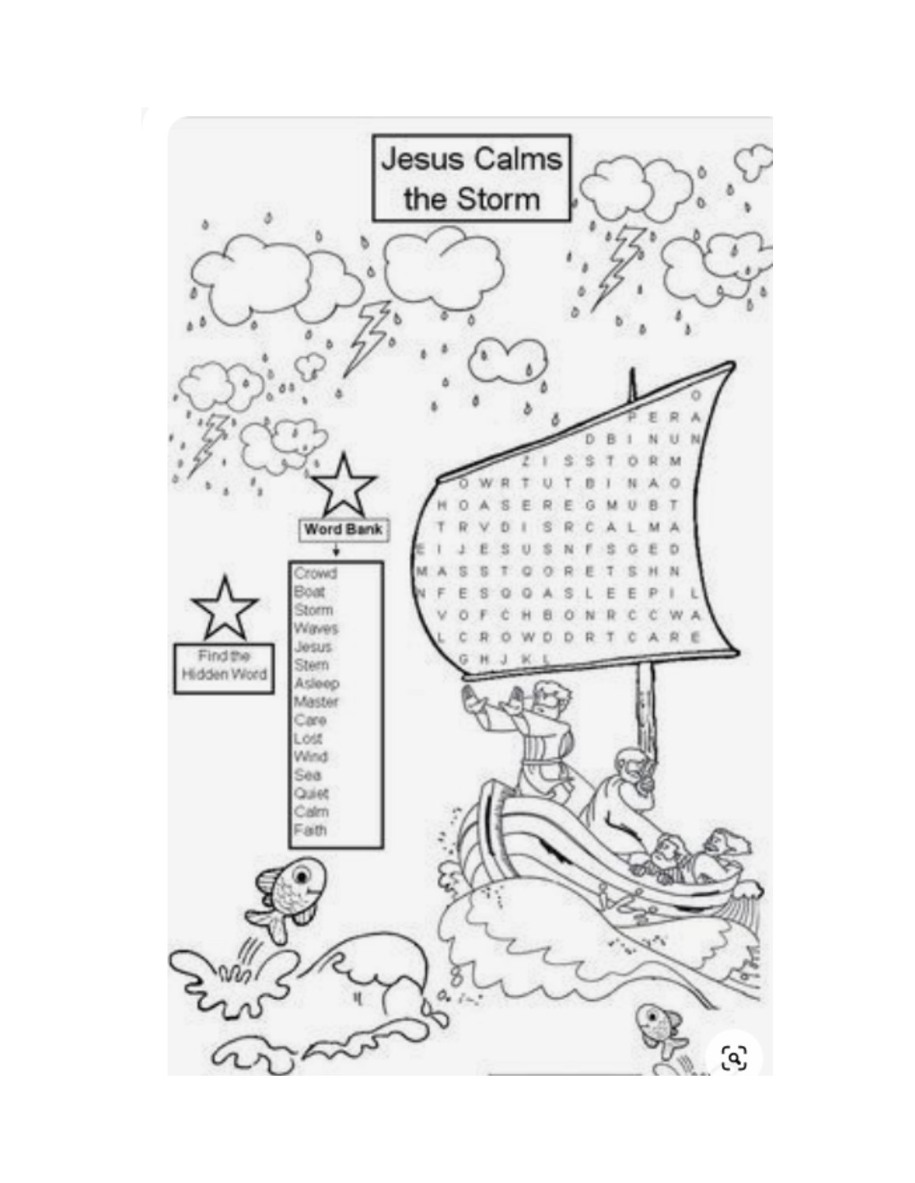# Jesus Calms the Storm

Find the Hidden Word

**Word Bank**

- Crowd
- Boat
- Storm
- Waves
- Jesus
- Stern
- Asleep
- Master
- Care
- Lost
- Wind
- Sea
- Quiet
- Calm
- Faith

```
                        O
                    P E R A
              D B I N U N
          Z I S S T O R M
  O W R T U T B I N A O
H O A S E R E G M U B T
T R V D I S R C A L M A
E I J E S U S N F S G E D
M A S S T Q O R E T S H N
N F E S Q Q A S L E E P I L
V O F C H B O N R C C W A
L C R O W D D R T C A R E
G H J K L
```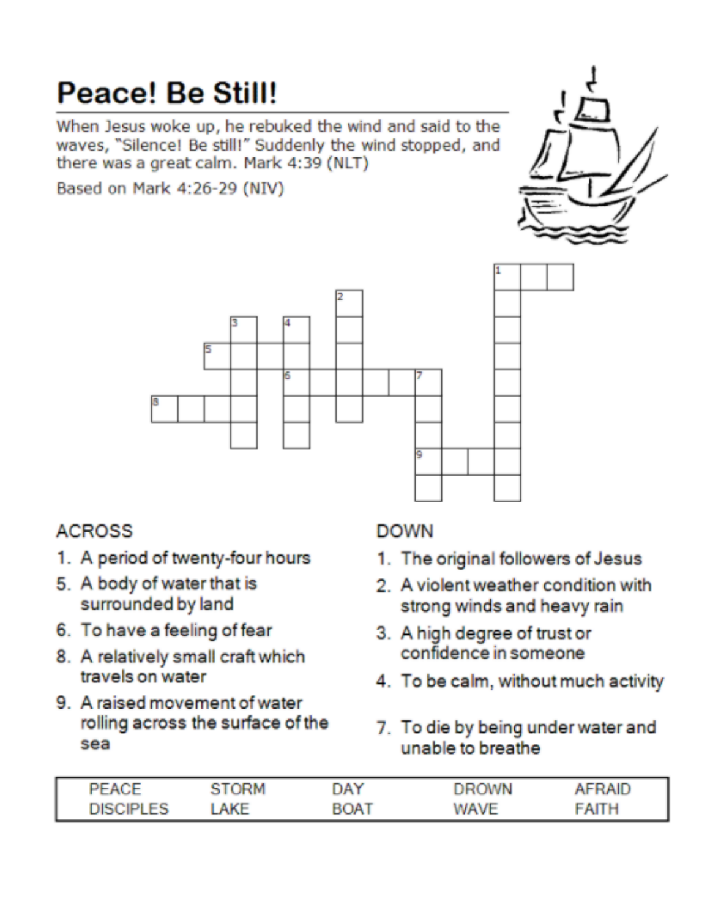# Peace! Be Still!

When Jesus woke up, he rebuked the wind and said to the waves, "Silence! Be still!" Suddenly the wind stopped, and there was a great calm. Mark 4:39 (NLT)

Based on Mark 4:26-29 (NIV)

## ACROSS

1. A period of twenty-four hours
5. A body of water that is surrounded by land
6. To have a feeling of fear
8. A relatively small craft which travels on water
9. A raised movement of water rolling across the surface of the sea

## DOWN

1. The original followers of Jesus
2. A violent weather condition with strong winds and heavy rain
3. A high degree of trust or confidence in someone
4. To be calm, without much activity
7. To die by being under water and unable to breathe

| | | | | |
|---|---|---|---|---|
| PEACE | STORM | DAY | DROWN | AFRAID |
| DISCIPLES | LAKE | BOAT | WAVE | FAITH |